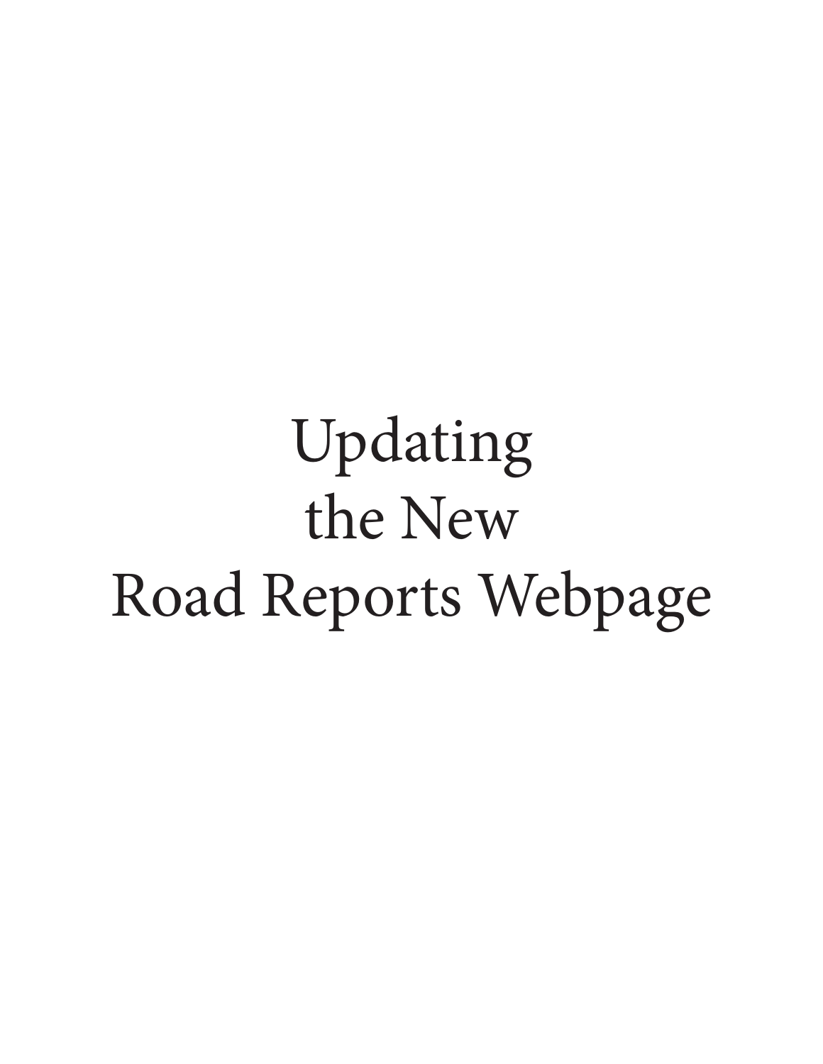# Updating the New Road Reports Webpage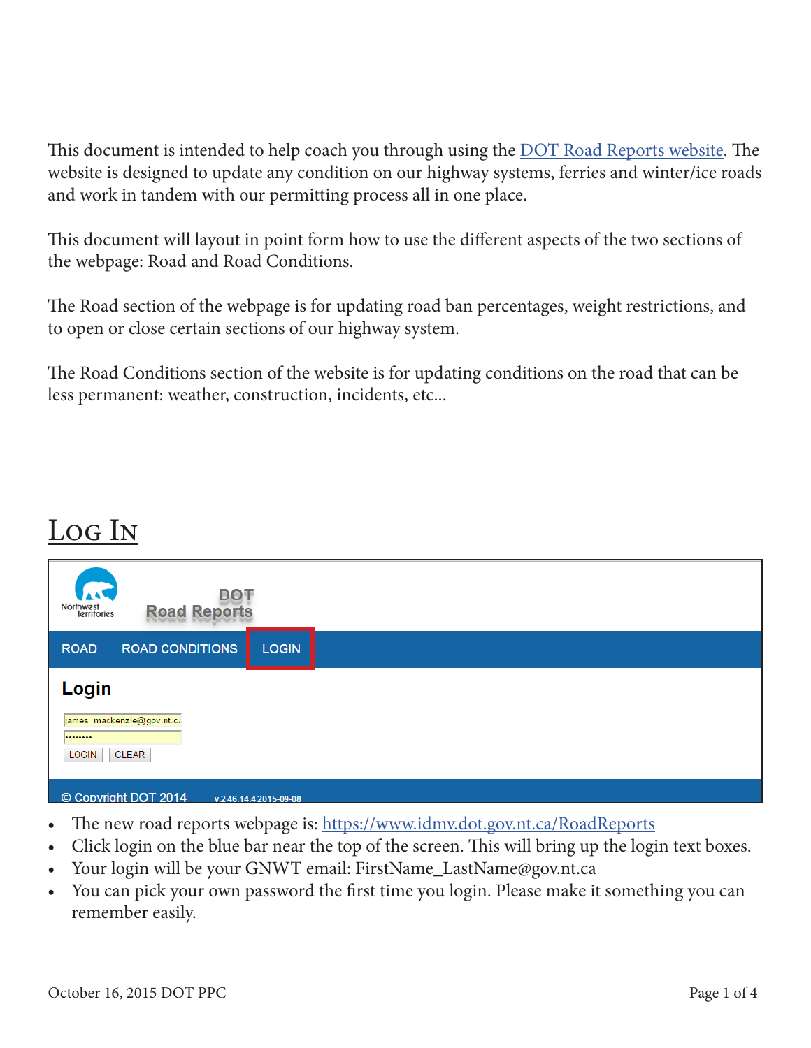This document is intended to help coach you through using the [DOT Road Reports website](https://www.idmv.dot.gov.nt.ca/RoadReports). The website is designed to update any condition on our highway systems, ferries and winter/ice roads and work in tandem with our permitting process all in one place.

This document will layout in point form how to use the different aspects of the two sections of the webpage: Road and Road Conditions.

The Road section of the webpage is for updating road ban percentages, weight restrictions, and to open or close certain sections of our highway system.

The Road Conditions section of the website is for updating conditions on the road that can be less permanent: weather, construction, incidents, etc...

## Log In

- The new road reports webpage is: https://www.idmv.dot.gov.nt.ca/RoadReports
- Click login on the blue bar near the top of the screen. This will bring up the login text boxes.
- Your login will be your GNWT email: FirstName_LastName@gov.nt.ca
- You can pick your own password the first time you login. Please make it something you can remember easily.

October 16, 2015 DOT PPC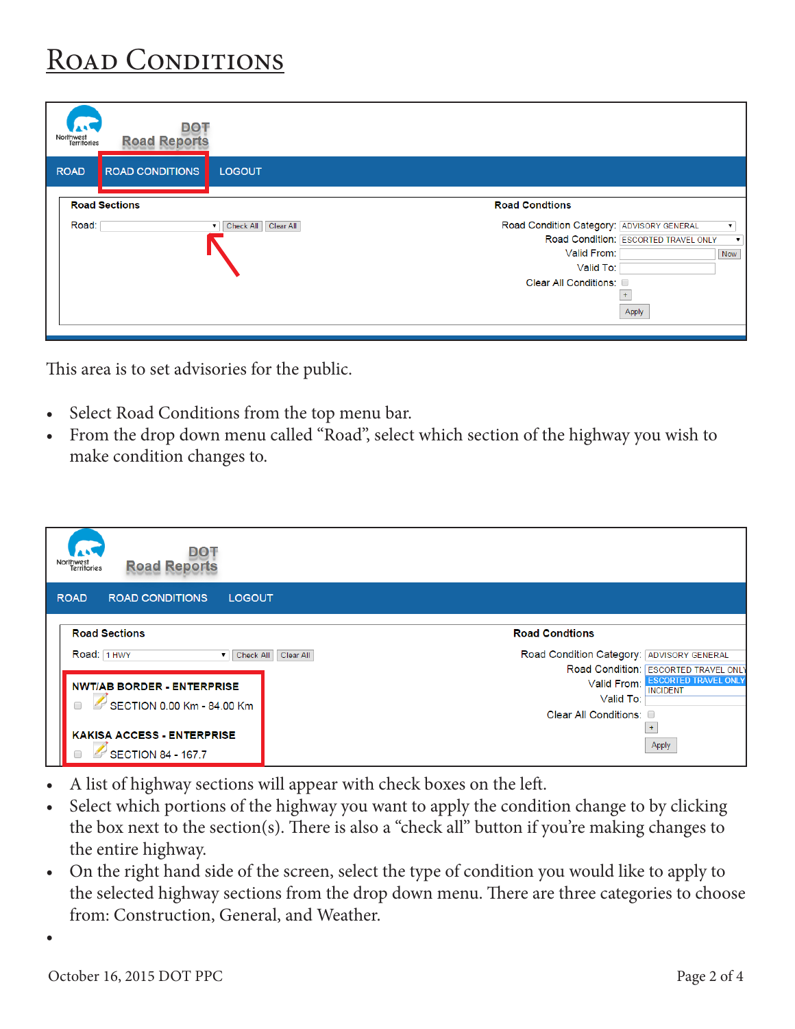# Road Conditions

This area is to set advisories for the public.

- Select Road Conditions from the top menu bar.
- From the drop down menu called "Road", select which section of the highway you wish to make condition changes to.

- A list of highway sections will appear with check boxes on the left.
- Select which portions of the highway you want to apply the condition change to by clicking the box next to the section(s). There is also a "check all" button if you're making changes to the entire highway.
- On the right hand side of the screen, select the type of condition you would like to apply to the selected highway sections from the drop down menu. There are three categories to choose from: Construction, General, and Weather.
-

October 16, 2015 DOT PPC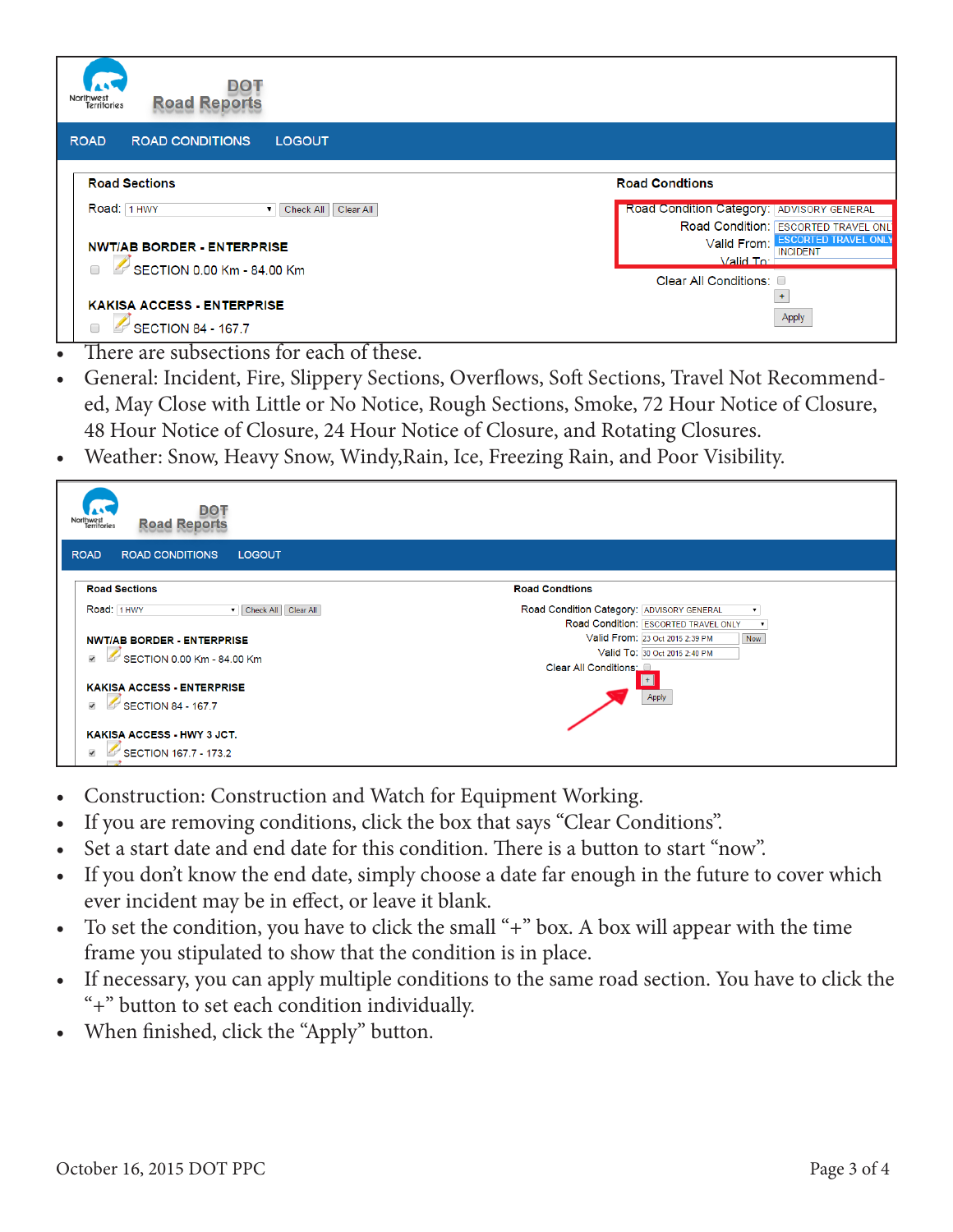- There are subsections for each of these.
- General: Incident, Fire, Slippery Sections, Overflows, Soft Sections, Travel Not Recommended, May Close with Little or No Notice, Rough Sections, Smoke, 72 Hour Notice of Closure, 48 Hour Notice of Closure, 24 Hour Notice of Closure, and Rotating Closures.
- Weather: Snow, Heavy Snow, Windy,Rain, Ice, Freezing Rain, and Poor Visibility.

- Construction: Construction and Watch for Equipment Working.
- If you are removing conditions, click the box that says "Clear Conditions".
- Set a start date and end date for this condition. There is a button to start "now".
- If you don't know the end date, simply choose a date far enough in the future to cover which ever incident may be in effect, or leave it blank.
- To set the condition, you have to click the small "+" box. A box will appear with the time frame you stipulated to show that the condition is in place.
- If necessary, you can apply multiple conditions to the same road section. You have to click the "+" button to set each condition individually.
- When finished, click the "Apply" button.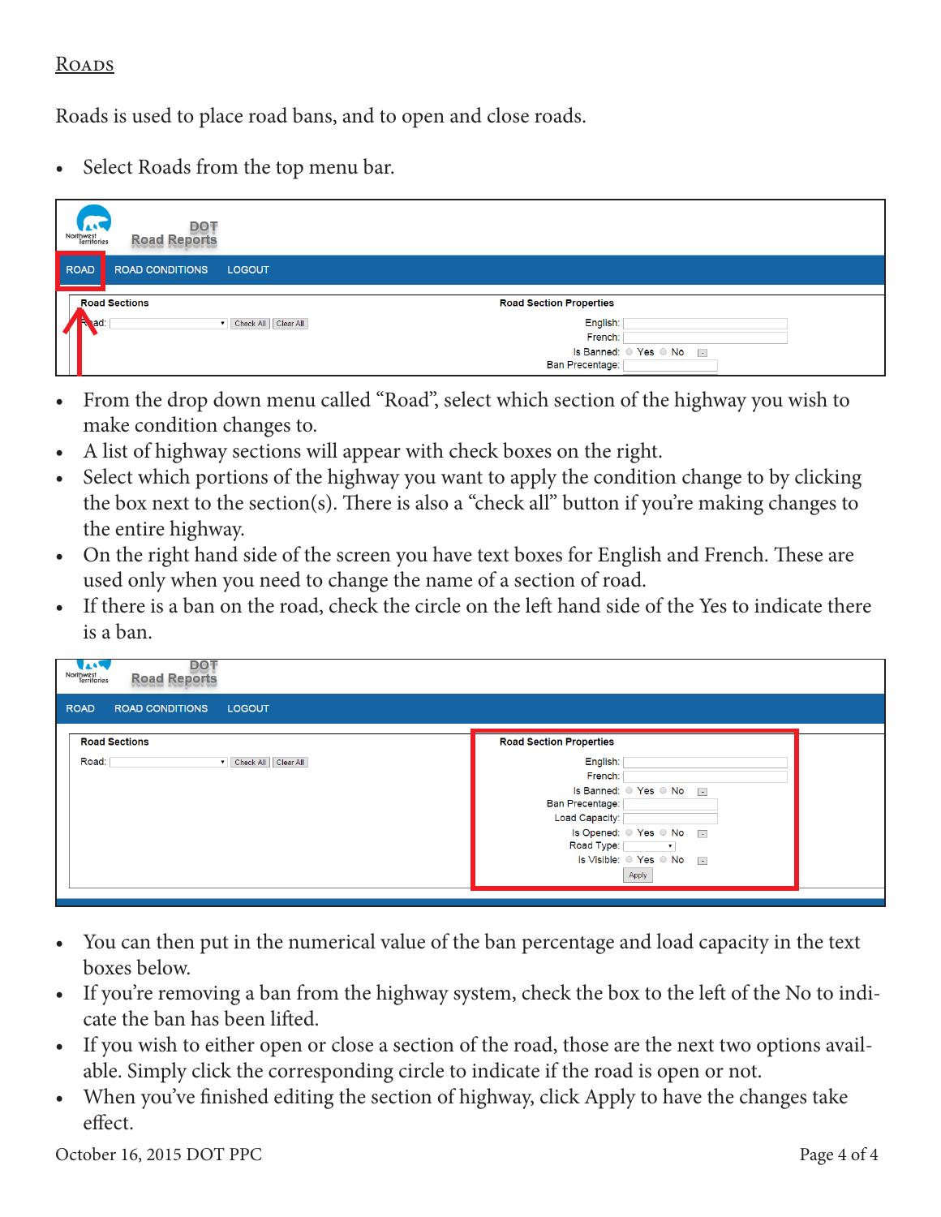## Roads

Roads is used to place road bans, and to open and close roads.

- Select Roads from the top menu bar.

- From the drop down menu called “Road”, select which section of the highway you wish to make condition changes to.
- A list of highway sections will appear with check boxes on the right.
- Select which portions of the highway you want to apply the condition change to by clicking the box next to the section(s). There is also a “check all” button if you’re making changes to the entire highway.
- On the right hand side of the screen you have text boxes for English and French. These are used only when you need to change the name of a section of road.
- If there is a ban on the road, check the circle on the left hand side of the Yes to indicate there is a ban.

- You can then put in the numerical value of the ban percentage and load capacity in the text boxes below.
- If you’re removing a ban from the highway system, check the box to the left of the No to indicate the ban has been lifted.
- If you wish to either open or close a section of the road, those are the next two options available. Simply click the corresponding circle to indicate if the road is open or not.
- When you’ve finished editing the section of highway, click Apply to have the changes take effect.